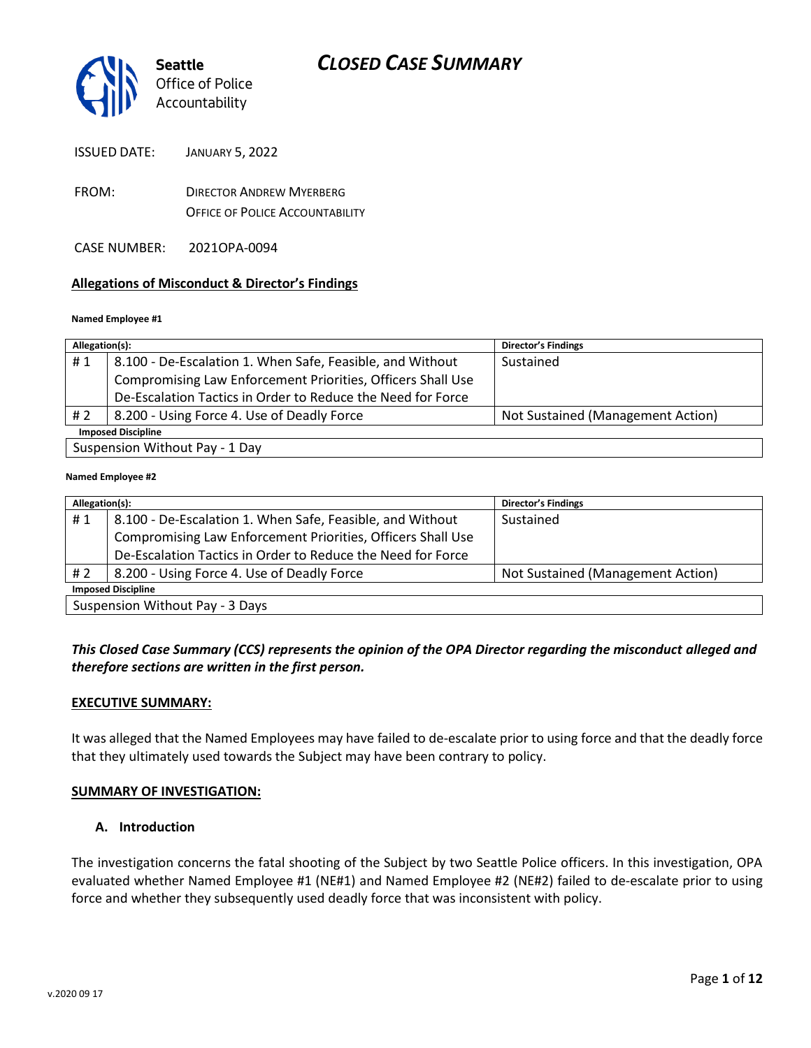# CLOSED CASE SUMMARY

**Seattle**
Office of Police
Accountability

ISSUED DATE: JANUARY 5, 2022

FROM: DIRECTOR ANDREW MYERBERG
OFFICE OF POLICE ACCOUNTABILITY

CASE NUMBER: 2021OPA-0094

**Allegations of Misconduct & Director's Findings**

**Named Employee #1**

| Allegation(s): | | Director's Findings |
|---|---|---|
| # 1 | 8.100 - De-Escalation 1. When Safe, Feasible, and Without Compromising Law Enforcement Priorities, Officers Shall Use De-Escalation Tactics in Order to Reduce the Need for Force | Sustained |
| # 2 | 8.200 - Using Force 4. Use of Deadly Force | Not Sustained (Management Action) |
| **Imposed Discipline** | | |
| Suspension Without Pay - 1 Day | | |

**Named Employee #2**

| Allegation(s): | | Director's Findings |
|---|---|---|
| # 1 | 8.100 - De-Escalation 1. When Safe, Feasible, and Without Compromising Law Enforcement Priorities, Officers Shall Use De-Escalation Tactics in Order to Reduce the Need for Force | Sustained |
| # 2 | 8.200 - Using Force 4. Use of Deadly Force | Not Sustained (Management Action) |
| **Imposed Discipline** | | |
| Suspension Without Pay - 3 Days | | |

***This Closed Case Summary (CCS) represents the opinion of the OPA Director regarding the misconduct alleged and therefore sections are written in the first person.***

**EXECUTIVE SUMMARY:**

It was alleged that the Named Employees may have failed to de-escalate prior to using force and that the deadly force that they ultimately used towards the Subject may have been contrary to policy.

**SUMMARY OF INVESTIGATION:**

**A. Introduction**

The investigation concerns the fatal shooting of the Subject by two Seattle Police officers. In this investigation, OPA evaluated whether Named Employee #1 (NE#1) and Named Employee #2 (NE#2) failed to de-escalate prior to using force and whether they subsequently used deadly force that was inconsistent with policy.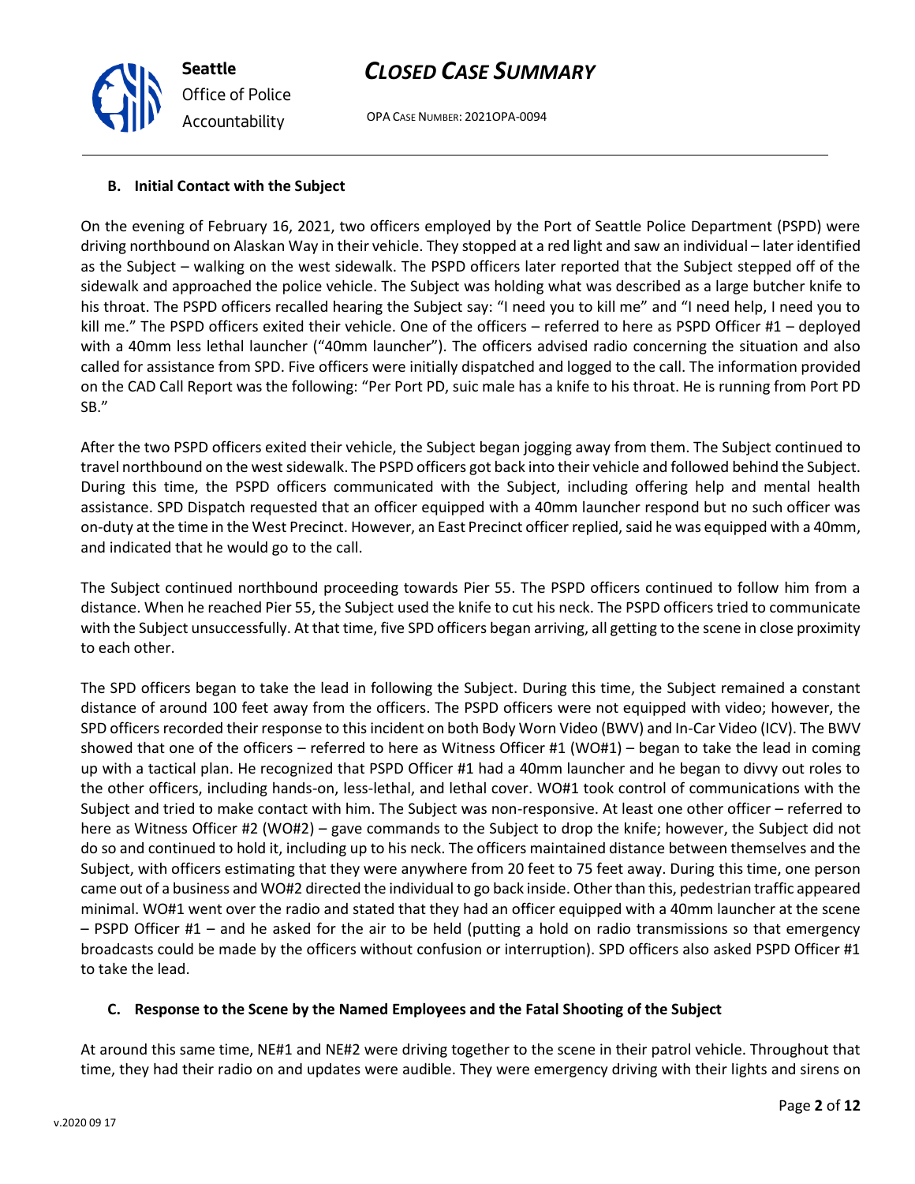### B. Initial Contact with the Subject

On the evening of February 16, 2021, two officers employed by the Port of Seattle Police Department (PSPD) were driving northbound on Alaskan Way in their vehicle. They stopped at a red light and saw an individual – later identified as the Subject – walking on the west sidewalk. The PSPD officers later reported that the Subject stepped off of the sidewalk and approached the police vehicle. The Subject was holding what was described as a large butcher knife to his throat. The PSPD officers recalled hearing the Subject say: "I need you to kill me" and "I need help, I need you to kill me." The PSPD officers exited their vehicle. One of the officers – referred to here as PSPD Officer #1 – deployed with a 40mm less lethal launcher ("40mm launcher"). The officers advised radio concerning the situation and also called for assistance from SPD. Five officers were initially dispatched and logged to the call. The information provided on the CAD Call Report was the following: "Per Port PD, suic male has a knife to his throat. He is running from Port PD SB."

After the two PSPD officers exited their vehicle, the Subject began jogging away from them. The Subject continued to travel northbound on the west sidewalk. The PSPD officers got back into their vehicle and followed behind the Subject. During this time, the PSPD officers communicated with the Subject, including offering help and mental health assistance. SPD Dispatch requested that an officer equipped with a 40mm launcher respond but no such officer was on-duty at the time in the West Precinct. However, an East Precinct officer replied, said he was equipped with a 40mm, and indicated that he would go to the call.

The Subject continued northbound proceeding towards Pier 55. The PSPD officers continued to follow him from a distance. When he reached Pier 55, the Subject used the knife to cut his neck. The PSPD officers tried to communicate with the Subject unsuccessfully. At that time, five SPD officers began arriving, all getting to the scene in close proximity to each other.

The SPD officers began to take the lead in following the Subject. During this time, the Subject remained a constant distance of around 100 feet away from the officers. The PSPD officers were not equipped with video; however, the SPD officers recorded their response to this incident on both Body Worn Video (BWV) and In-Car Video (ICV). The BWV showed that one of the officers – referred to here as Witness Officer #1 (WO#1) – began to take the lead in coming up with a tactical plan. He recognized that PSPD Officer #1 had a 40mm launcher and he began to divvy out roles to the other officers, including hands-on, less-lethal, and lethal cover. WO#1 took control of communications with the Subject and tried to make contact with him. The Subject was non-responsive. At least one other officer – referred to here as Witness Officer #2 (WO#2) – gave commands to the Subject to drop the knife; however, the Subject did not do so and continued to hold it, including up to his neck. The officers maintained distance between themselves and the Subject, with officers estimating that they were anywhere from 20 feet to 75 feet away. During this time, one person came out of a business and WO#2 directed the individual to go back inside. Other than this, pedestrian traffic appeared minimal. WO#1 went over the radio and stated that they had an officer equipped with a 40mm launcher at the scene – PSPD Officer #1 – and he asked for the air to be held (putting a hold on radio transmissions so that emergency broadcasts could be made by the officers without confusion or interruption). SPD officers also asked PSPD Officer #1 to take the lead.

### C. Response to the Scene by the Named Employees and the Fatal Shooting of the Subject

At around this same time, NE#1 and NE#2 were driving together to the scene in their patrol vehicle. Throughout that time, they had their radio on and updates were audible. They were emergency driving with their lights and sirens on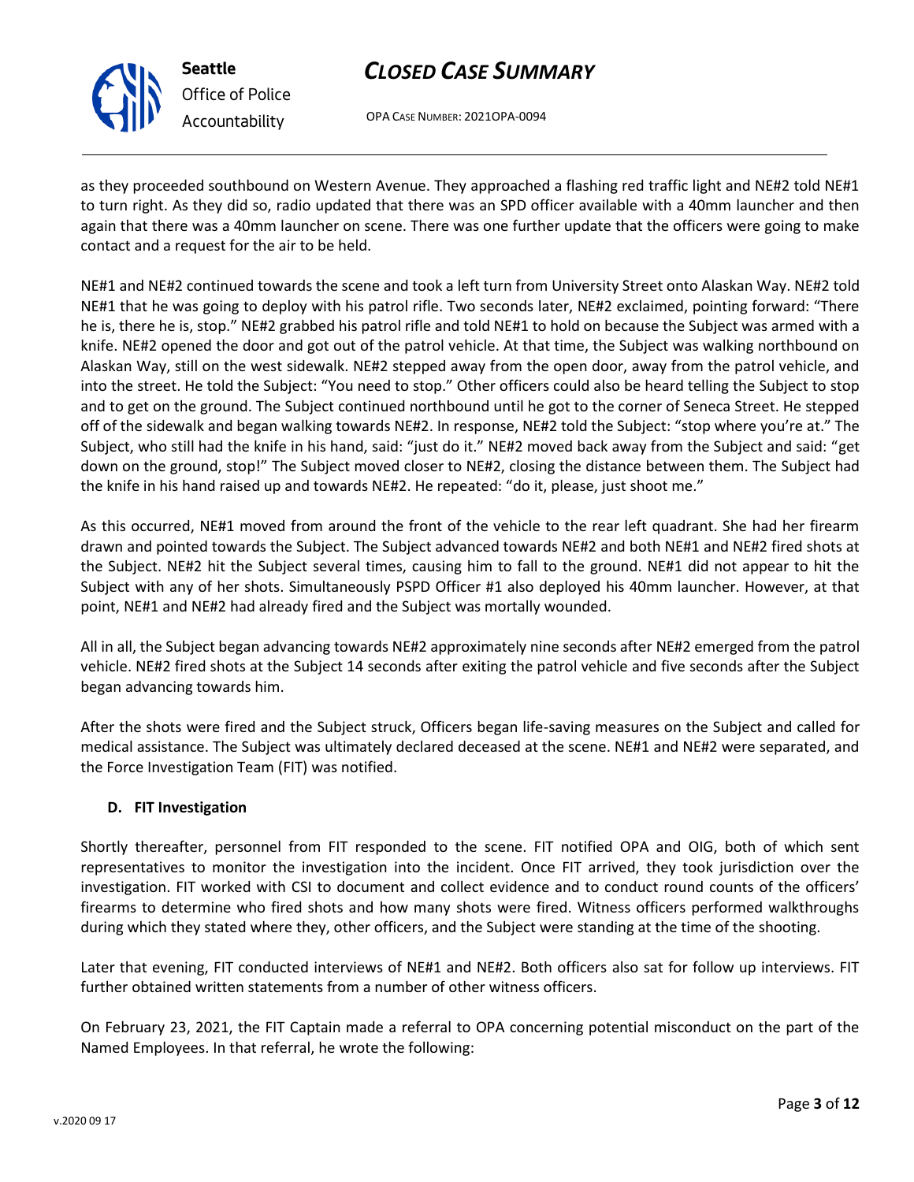as they proceeded southbound on Western Avenue. They approached a flashing red traffic light and NE#2 told NE#1 to turn right. As they did so, radio updated that there was an SPD officer available with a 40mm launcher and then again that there was a 40mm launcher on scene. There was one further update that the officers were going to make contact and a request for the air to be held.

NE#1 and NE#2 continued towards the scene and took a left turn from University Street onto Alaskan Way. NE#2 told NE#1 that he was going to deploy with his patrol rifle. Two seconds later, NE#2 exclaimed, pointing forward: "There he is, there he is, stop." NE#2 grabbed his patrol rifle and told NE#1 to hold on because the Subject was armed with a knife. NE#2 opened the door and got out of the patrol vehicle. At that time, the Subject was walking northbound on Alaskan Way, still on the west sidewalk. NE#2 stepped away from the open door, away from the patrol vehicle, and into the street. He told the Subject: "You need to stop." Other officers could also be heard telling the Subject to stop and to get on the ground. The Subject continued northbound until he got to the corner of Seneca Street. He stepped off of the sidewalk and began walking towards NE#2. In response, NE#2 told the Subject: "stop where you're at." The Subject, who still had the knife in his hand, said: "just do it." NE#2 moved back away from the Subject and said: "get down on the ground, stop!" The Subject moved closer to NE#2, closing the distance between them. The Subject had the knife in his hand raised up and towards NE#2. He repeated: "do it, please, just shoot me."

As this occurred, NE#1 moved from around the front of the vehicle to the rear left quadrant. She had her firearm drawn and pointed towards the Subject. The Subject advanced towards NE#2 and both NE#1 and NE#2 fired shots at the Subject. NE#2 hit the Subject several times, causing him to fall to the ground. NE#1 did not appear to hit the Subject with any of her shots. Simultaneously PSPD Officer #1 also deployed his 40mm launcher. However, at that point, NE#1 and NE#2 had already fired and the Subject was mortally wounded.

All in all, the Subject began advancing towards NE#2 approximately nine seconds after NE#2 emerged from the patrol vehicle. NE#2 fired shots at the Subject 14 seconds after exiting the patrol vehicle and five seconds after the Subject began advancing towards him.

After the shots were fired and the Subject struck, Officers began life-saving measures on the Subject and called for medical assistance. The Subject was ultimately declared deceased at the scene. NE#1 and NE#2 were separated, and the Force Investigation Team (FIT) was notified.

### D. FIT Investigation

Shortly thereafter, personnel from FIT responded to the scene. FIT notified OPA and OIG, both of which sent representatives to monitor the investigation into the incident. Once FIT arrived, they took jurisdiction over the investigation. FIT worked with CSI to document and collect evidence and to conduct round counts of the officers' firearms to determine who fired shots and how many shots were fired. Witness officers performed walkthroughs during which they stated where they, other officers, and the Subject were standing at the time of the shooting.

Later that evening, FIT conducted interviews of NE#1 and NE#2. Both officers also sat for follow up interviews. FIT further obtained written statements from a number of other witness officers.

On February 23, 2021, the FIT Captain made a referral to OPA concerning potential misconduct on the part of the Named Employees. In that referral, he wrote the following: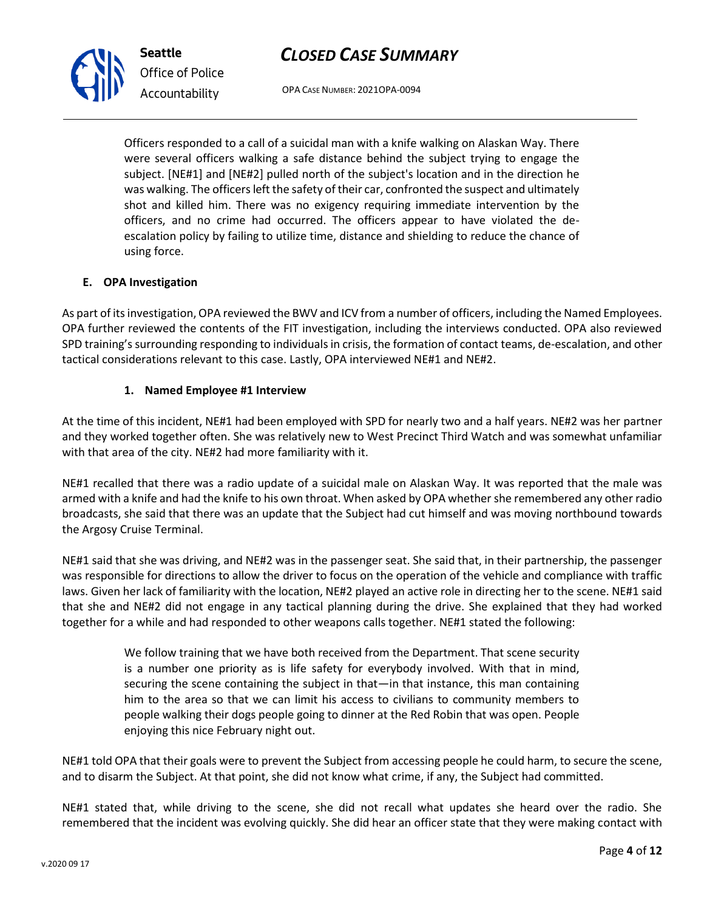> Officers responded to a call of a suicidal man with a knife walking on Alaskan Way. There were several officers walking a safe distance behind the subject trying to engage the subject. [NE#1] and [NE#2] pulled north of the subject's location and in the direction he was walking. The officers left the safety of their car, confronted the suspect and ultimately shot and killed him. There was no exigency requiring immediate intervention by the officers, and no crime had occurred. The officers appear to have violated the de-escalation policy by failing to utilize time, distance and shielding to reduce the chance of using force.

### E. OPA Investigation

As part of its investigation, OPA reviewed the BWV and ICV from a number of officers, including the Named Employees. OPA further reviewed the contents of the FIT investigation, including the interviews conducted. OPA also reviewed SPD training's surrounding responding to individuals in crisis, the formation of contact teams, de-escalation, and other tactical considerations relevant to this case. Lastly, OPA interviewed NE#1 and NE#2.

#### 1. Named Employee #1 Interview

At the time of this incident, NE#1 had been employed with SPD for nearly two and a half years. NE#2 was her partner and they worked together often. She was relatively new to West Precinct Third Watch and was somewhat unfamiliar with that area of the city. NE#2 had more familiarity with it.

NE#1 recalled that there was a radio update of a suicidal male on Alaskan Way. It was reported that the male was armed with a knife and had the knife to his own throat. When asked by OPA whether she remembered any other radio broadcasts, she said that there was an update that the Subject had cut himself and was moving northbound towards the Argosy Cruise Terminal.

NE#1 said that she was driving, and NE#2 was in the passenger seat. She said that, in their partnership, the passenger was responsible for directions to allow the driver to focus on the operation of the vehicle and compliance with traffic laws. Given her lack of familiarity with the location, NE#2 played an active role in directing her to the scene. NE#1 said that she and NE#2 did not engage in any tactical planning during the drive. She explained that they had worked together for a while and had responded to other weapons calls together. NE#1 stated the following:

> We follow training that we have both received from the Department. That scene security is a number one priority as is life safety for everybody involved. With that in mind, securing the scene containing the subject in that—in that instance, this man containing him to the area so that we can limit his access to civilians to community members to people walking their dogs people going to dinner at the Red Robin that was open. People enjoying this nice February night out.

NE#1 told OPA that their goals were to prevent the Subject from accessing people he could harm, to secure the scene, and to disarm the Subject. At that point, she did not know what crime, if any, the Subject had committed.

NE#1 stated that, while driving to the scene, she did not recall what updates she heard over the radio. She remembered that the incident was evolving quickly. She did hear an officer state that they were making contact with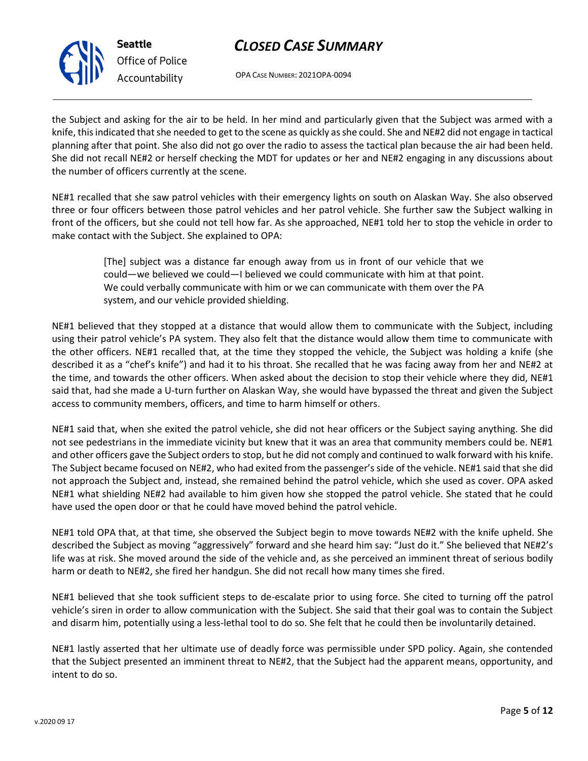the Subject and asking for the air to be held. In her mind and particularly given that the Subject was armed with a knife, this indicated that she needed to get to the scene as quickly as she could. She and NE#2 did not engage in tactical planning after that point. She also did not go over the radio to assess the tactical plan because the air had been held. She did not recall NE#2 or herself checking the MDT for updates or her and NE#2 engaging in any discussions about the number of officers currently at the scene.

NE#1 recalled that she saw patrol vehicles with their emergency lights on south on Alaskan Way. She also observed three or four officers between those patrol vehicles and her patrol vehicle. She further saw the Subject walking in front of the officers, but she could not tell how far. As she approached, NE#1 told her to stop the vehicle in order to make contact with the Subject. She explained to OPA:

> [The] subject was a distance far enough away from us in front of our vehicle that we could—we believed we could—I believed we could communicate with him at that point. We could verbally communicate with him or we can communicate with them over the PA system, and our vehicle provided shielding.

NE#1 believed that they stopped at a distance that would allow them to communicate with the Subject, including using their patrol vehicle's PA system. They also felt that the distance would allow them time to communicate with the other officers. NE#1 recalled that, at the time they stopped the vehicle, the Subject was holding a knife (she described it as a "chef's knife") and had it to his throat. She recalled that he was facing away from her and NE#2 at the time, and towards the other officers. When asked about the decision to stop their vehicle where they did, NE#1 said that, had she made a U-turn further on Alaskan Way, she would have bypassed the threat and given the Subject access to community members, officers, and time to harm himself or others.

NE#1 said that, when she exited the patrol vehicle, she did not hear officers or the Subject saying anything. She did not see pedestrians in the immediate vicinity but knew that it was an area that community members could be. NE#1 and other officers gave the Subject orders to stop, but he did not comply and continued to walk forward with his knife. The Subject became focused on NE#2, who had exited from the passenger's side of the vehicle. NE#1 said that she did not approach the Subject and, instead, she remained behind the patrol vehicle, which she used as cover. OPA asked NE#1 what shielding NE#2 had available to him given how she stopped the patrol vehicle. She stated that he could have used the open door or that he could have moved behind the patrol vehicle.

NE#1 told OPA that, at that time, she observed the Subject begin to move towards NE#2 with the knife upheld. She described the Subject as moving "aggressively" forward and she heard him say: "Just do it." She believed that NE#2's life was at risk. She moved around the side of the vehicle and, as she perceived an imminent threat of serious bodily harm or death to NE#2, she fired her handgun. She did not recall how many times she fired.

NE#1 believed that she took sufficient steps to de-escalate prior to using force. She cited to turning off the patrol vehicle's siren in order to allow communication with the Subject. She said that their goal was to contain the Subject and disarm him, potentially using a less-lethal tool to do so. She felt that he could then be involuntarily detained.

NE#1 lastly asserted that her ultimate use of deadly force was permissible under SPD policy. Again, she contended that the Subject presented an imminent threat to NE#2, that the Subject had the apparent means, opportunity, and intent to do so.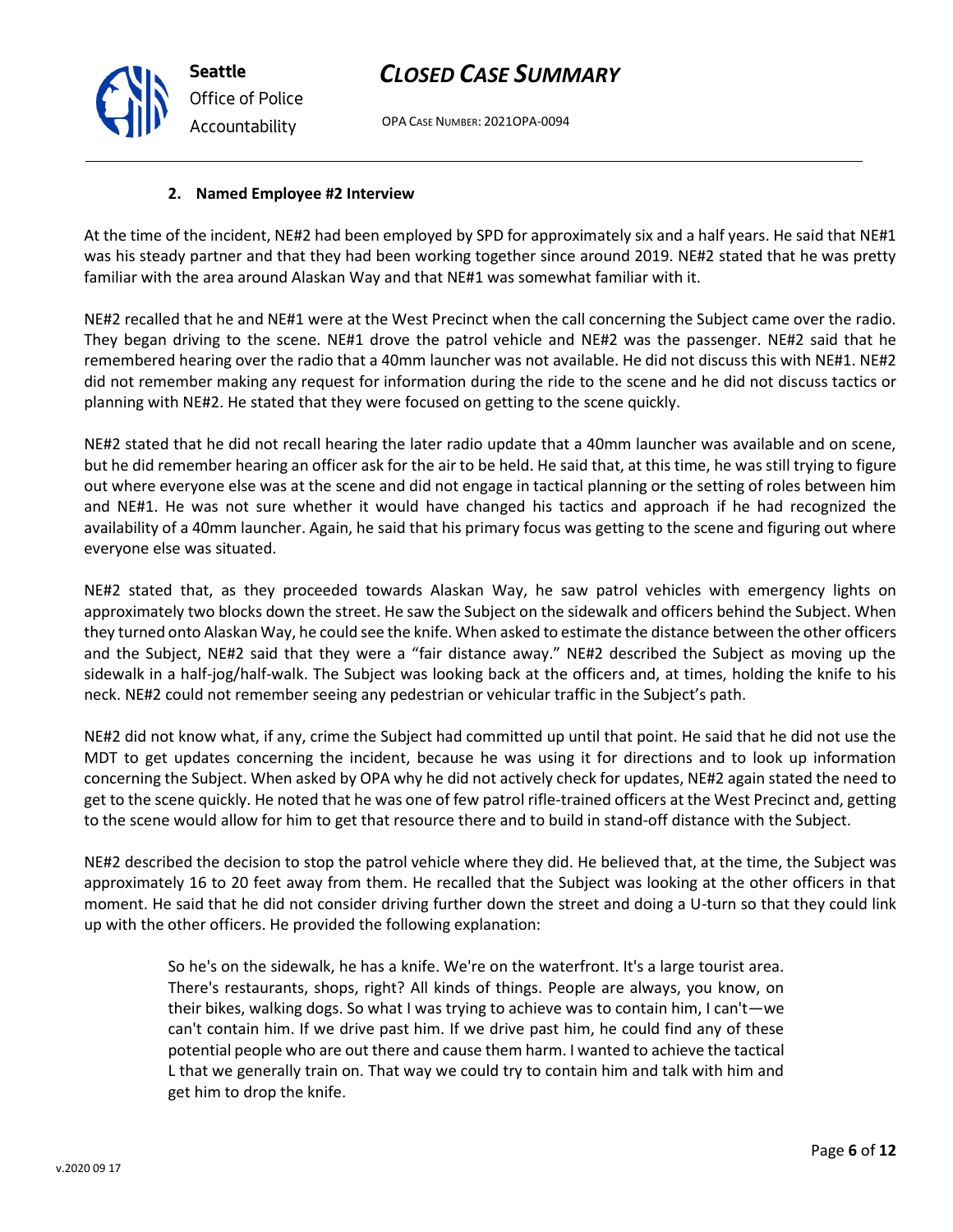### 2. Named Employee #2 Interview

At the time of the incident, NE#2 had been employed by SPD for approximately six and a half years. He said that NE#1 was his steady partner and that they had been working together since around 2019. NE#2 stated that he was pretty familiar with the area around Alaskan Way and that NE#1 was somewhat familiar with it.

NE#2 recalled that he and NE#1 were at the West Precinct when the call concerning the Subject came over the radio. They began driving to the scene. NE#1 drove the patrol vehicle and NE#2 was the passenger. NE#2 said that he remembered hearing over the radio that a 40mm launcher was not available. He did not discuss this with NE#1. NE#2 did not remember making any request for information during the ride to the scene and he did not discuss tactics or planning with NE#2. He stated that they were focused on getting to the scene quickly.

NE#2 stated that he did not recall hearing the later radio update that a 40mm launcher was available and on scene, but he did remember hearing an officer ask for the air to be held. He said that, at this time, he was still trying to figure out where everyone else was at the scene and did not engage in tactical planning or the setting of roles between him and NE#1. He was not sure whether it would have changed his tactics and approach if he had recognized the availability of a 40mm launcher. Again, he said that his primary focus was getting to the scene and figuring out where everyone else was situated.

NE#2 stated that, as they proceeded towards Alaskan Way, he saw patrol vehicles with emergency lights on approximately two blocks down the street. He saw the Subject on the sidewalk and officers behind the Subject. When they turned onto Alaskan Way, he could see the knife. When asked to estimate the distance between the other officers and the Subject, NE#2 said that they were a "fair distance away." NE#2 described the Subject as moving up the sidewalk in a half-jog/half-walk. The Subject was looking back at the officers and, at times, holding the knife to his neck. NE#2 could not remember seeing any pedestrian or vehicular traffic in the Subject's path.

NE#2 did not know what, if any, crime the Subject had committed up until that point. He said that he did not use the MDT to get updates concerning the incident, because he was using it for directions and to look up information concerning the Subject. When asked by OPA why he did not actively check for updates, NE#2 again stated the need to get to the scene quickly. He noted that he was one of few patrol rifle-trained officers at the West Precinct and, getting to the scene would allow for him to get that resource there and to build in stand-off distance with the Subject.

NE#2 described the decision to stop the patrol vehicle where they did. He believed that, at the time, the Subject was approximately 16 to 20 feet away from them. He recalled that the Subject was looking at the other officers in that moment. He said that he did not consider driving further down the street and doing a U-turn so that they could link up with the other officers. He provided the following explanation:

> So he's on the sidewalk, he has a knife. We're on the waterfront. It's a large tourist area. There's restaurants, shops, right? All kinds of things. People are always, you know, on their bikes, walking dogs. So what I was trying to achieve was to contain him, I can't—we can't contain him. If we drive past him. If we drive past him, he could find any of these potential people who are out there and cause them harm. I wanted to achieve the tactical L that we generally train on. That way we could try to contain him and talk with him and get him to drop the knife.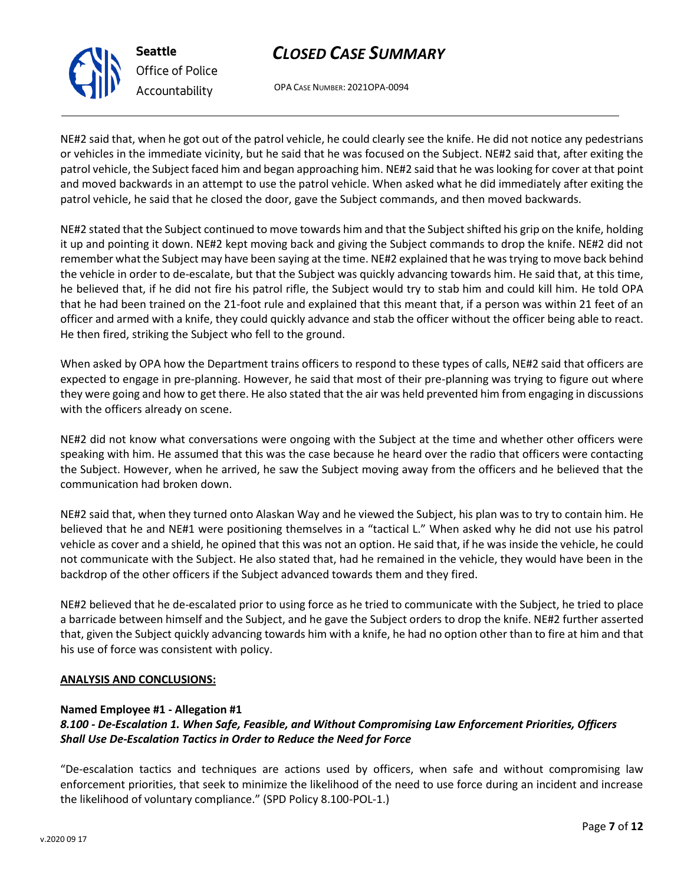NE#2 said that, when he got out of the patrol vehicle, he could clearly see the knife. He did not notice any pedestrians or vehicles in the immediate vicinity, but he said that he was focused on the Subject. NE#2 said that, after exiting the patrol vehicle, the Subject faced him and began approaching him. NE#2 said that he was looking for cover at that point and moved backwards in an attempt to use the patrol vehicle. When asked what he did immediately after exiting the patrol vehicle, he said that he closed the door, gave the Subject commands, and then moved backwards.

NE#2 stated that the Subject continued to move towards him and that the Subject shifted his grip on the knife, holding it up and pointing it down. NE#2 kept moving back and giving the Subject commands to drop the knife. NE#2 did not remember what the Subject may have been saying at the time. NE#2 explained that he was trying to move back behind the vehicle in order to de-escalate, but that the Subject was quickly advancing towards him. He said that, at this time, he believed that, if he did not fire his patrol rifle, the Subject would try to stab him and could kill him. He told OPA that he had been trained on the 21-foot rule and explained that this meant that, if a person was within 21 feet of an officer and armed with a knife, they could quickly advance and stab the officer without the officer being able to react. He then fired, striking the Subject who fell to the ground.

When asked by OPA how the Department trains officers to respond to these types of calls, NE#2 said that officers are expected to engage in pre-planning. However, he said that most of their pre-planning was trying to figure out where they were going and how to get there. He also stated that the air was held prevented him from engaging in discussions with the officers already on scene.

NE#2 did not know what conversations were ongoing with the Subject at the time and whether other officers were speaking with him. He assumed that this was the case because he heard over the radio that officers were contacting the Subject. However, when he arrived, he saw the Subject moving away from the officers and he believed that the communication had broken down.

NE#2 said that, when they turned onto Alaskan Way and he viewed the Subject, his plan was to try to contain him. He believed that he and NE#1 were positioning themselves in a "tactical L." When asked why he did not use his patrol vehicle as cover and a shield, he opined that this was not an option. He said that, if he was inside the vehicle, he could not communicate with the Subject. He also stated that, had he remained in the vehicle, they would have been in the backdrop of the other officers if the Subject advanced towards them and they fired.

NE#2 believed that he de-escalated prior to using force as he tried to communicate with the Subject, he tried to place a barricade between himself and the Subject, and he gave the Subject orders to drop the knife. NE#2 further asserted that, given the Subject quickly advancing towards him with a knife, he had no option other than to fire at him and that his use of force was consistent with policy.

## ANALYSIS AND CONCLUSIONS:

**Named Employee #1 - Allegation #1**
***8.100 - De-Escalation 1. When Safe, Feasible, and Without Compromising Law Enforcement Priorities, Officers Shall Use De-Escalation Tactics in Order to Reduce the Need for Force***

"De-escalation tactics and techniques are actions used by officers, when safe and without compromising law enforcement priorities, that seek to minimize the likelihood of the need to use force during an incident and increase the likelihood of voluntary compliance." (SPD Policy 8.100-POL-1.)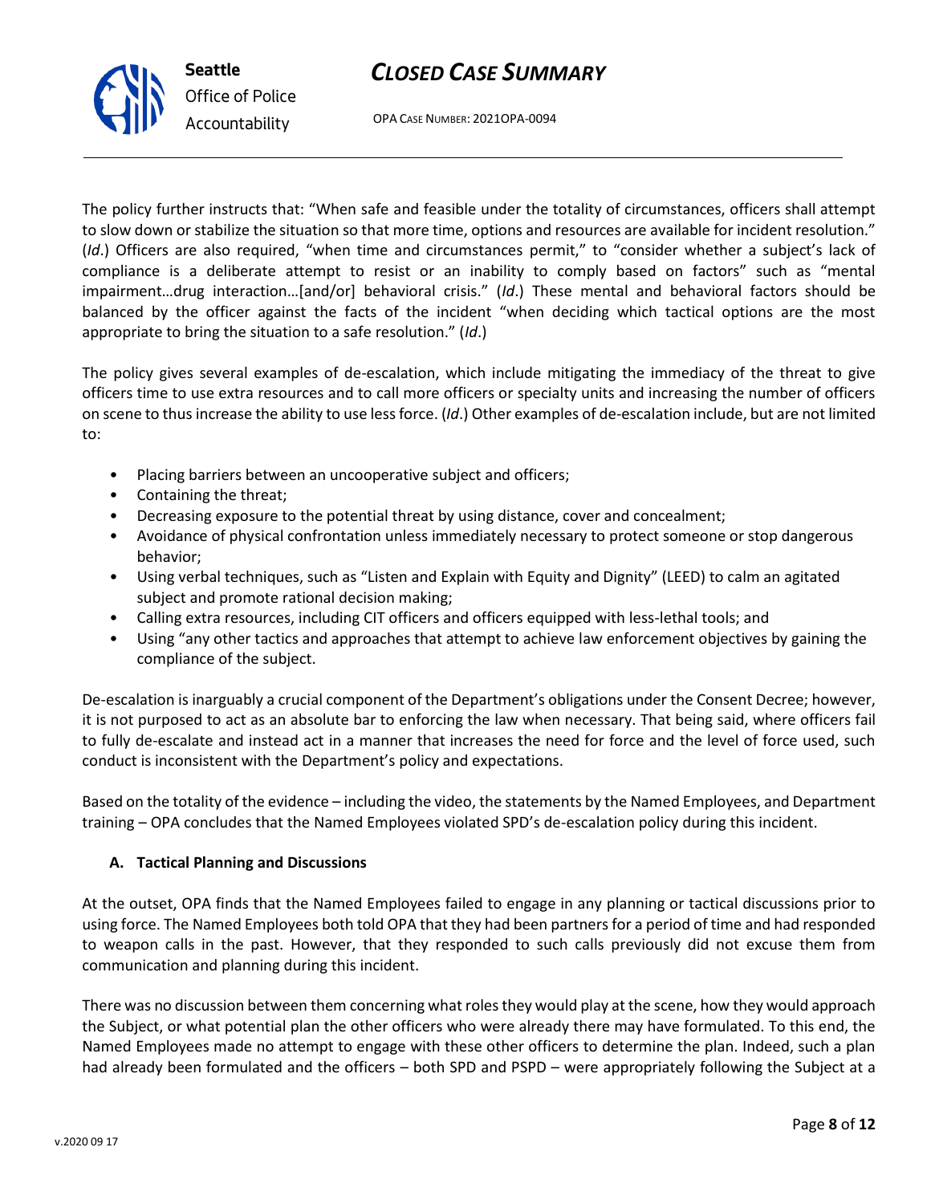The policy further instructs that: "When safe and feasible under the totality of circumstances, officers shall attempt to slow down or stabilize the situation so that more time, options and resources are available for incident resolution." (*Id*.) Officers are also required, "when time and circumstances permit," to "consider whether a subject's lack of compliance is a deliberate attempt to resist or an inability to comply based on factors" such as "mental impairment…drug interaction…[and/or] behavioral crisis." (*Id*.) These mental and behavioral factors should be balanced by the officer against the facts of the incident "when deciding which tactical options are the most appropriate to bring the situation to a safe resolution." (*Id*.)

The policy gives several examples of de-escalation, which include mitigating the immediacy of the threat to give officers time to use extra resources and to call more officers or specialty units and increasing the number of officers on scene to thus increase the ability to use less force. (*Id*.) Other examples of de-escalation include, but are not limited to:

- Placing barriers between an uncooperative subject and officers;
- Containing the threat;
- Decreasing exposure to the potential threat by using distance, cover and concealment;
- Avoidance of physical confrontation unless immediately necessary to protect someone or stop dangerous behavior;
- Using verbal techniques, such as "Listen and Explain with Equity and Dignity" (LEED) to calm an agitated subject and promote rational decision making;
- Calling extra resources, including CIT officers and officers equipped with less-lethal tools; and
- Using "any other tactics and approaches that attempt to achieve law enforcement objectives by gaining the compliance of the subject.

De-escalation is inarguably a crucial component of the Department's obligations under the Consent Decree; however, it is not purposed to act as an absolute bar to enforcing the law when necessary. That being said, where officers fail to fully de-escalate and instead act in a manner that increases the need for force and the level of force used, such conduct is inconsistent with the Department's policy and expectations.

Based on the totality of the evidence – including the video, the statements by the Named Employees, and Department training – OPA concludes that the Named Employees violated SPD's de-escalation policy during this incident.

### A. Tactical Planning and Discussions

At the outset, OPA finds that the Named Employees failed to engage in any planning or tactical discussions prior to using force. The Named Employees both told OPA that they had been partners for a period of time and had responded to weapon calls in the past. However, that they responded to such calls previously did not excuse them from communication and planning during this incident.

There was no discussion between them concerning what roles they would play at the scene, how they would approach the Subject, or what potential plan the other officers who were already there may have formulated. To this end, the Named Employees made no attempt to engage with these other officers to determine the plan. Indeed, such a plan had already been formulated and the officers – both SPD and PSPD – were appropriately following the Subject at a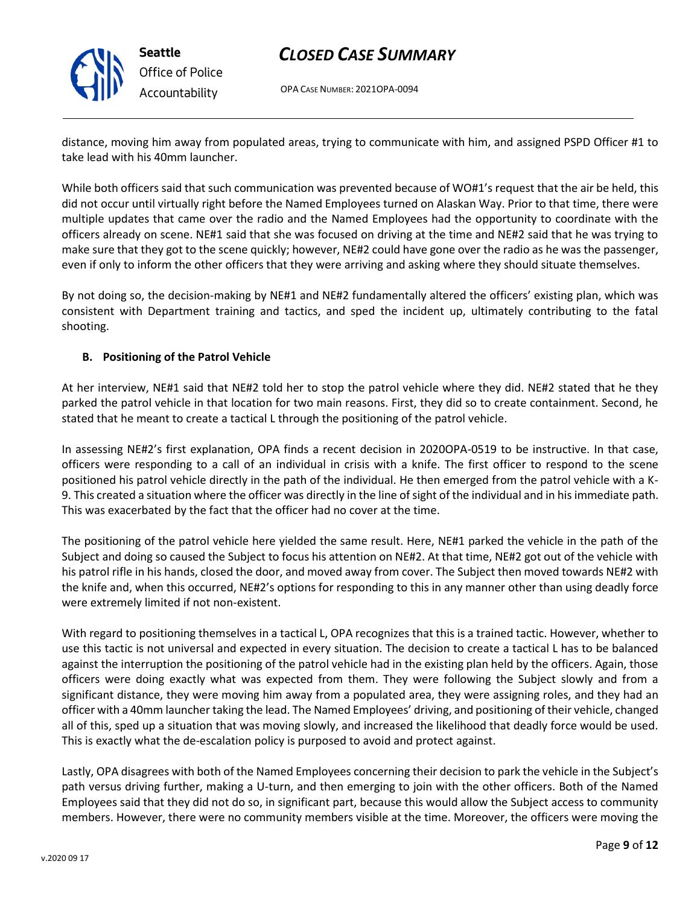distance, moving him away from populated areas, trying to communicate with him, and assigned PSPD Officer #1 to take lead with his 40mm launcher.

While both officers said that such communication was prevented because of WO#1's request that the air be held, this did not occur until virtually right before the Named Employees turned on Alaskan Way. Prior to that time, there were multiple updates that came over the radio and the Named Employees had the opportunity to coordinate with the officers already on scene. NE#1 said that she was focused on driving at the time and NE#2 said that he was trying to make sure that they got to the scene quickly; however, NE#2 could have gone over the radio as he was the passenger, even if only to inform the other officers that they were arriving and asking where they should situate themselves.

By not doing so, the decision-making by NE#1 and NE#2 fundamentally altered the officers' existing plan, which was consistent with Department training and tactics, and sped the incident up, ultimately contributing to the fatal shooting.

#### B. Positioning of the Patrol Vehicle

At her interview, NE#1 said that NE#2 told her to stop the patrol vehicle where they did. NE#2 stated that he they parked the patrol vehicle in that location for two main reasons. First, they did so to create containment. Second, he stated that he meant to create a tactical L through the positioning of the patrol vehicle.

In assessing NE#2's first explanation, OPA finds a recent decision in 2020OPA-0519 to be instructive. In that case, officers were responding to a call of an individual in crisis with a knife. The first officer to respond to the scene positioned his patrol vehicle directly in the path of the individual. He then emerged from the patrol vehicle with a K-9. This created a situation where the officer was directly in the line of sight of the individual and in his immediate path. This was exacerbated by the fact that the officer had no cover at the time.

The positioning of the patrol vehicle here yielded the same result. Here, NE#1 parked the vehicle in the path of the Subject and doing so caused the Subject to focus his attention on NE#2. At that time, NE#2 got out of the vehicle with his patrol rifle in his hands, closed the door, and moved away from cover. The Subject then moved towards NE#2 with the knife and, when this occurred, NE#2's options for responding to this in any manner other than using deadly force were extremely limited if not non-existent.

With regard to positioning themselves in a tactical L, OPA recognizes that this is a trained tactic. However, whether to use this tactic is not universal and expected in every situation. The decision to create a tactical L has to be balanced against the interruption the positioning of the patrol vehicle had in the existing plan held by the officers. Again, those officers were doing exactly what was expected from them. They were following the Subject slowly and from a significant distance, they were moving him away from a populated area, they were assigning roles, and they had an officer with a 40mm launcher taking the lead. The Named Employees' driving, and positioning of their vehicle, changed all of this, sped up a situation that was moving slowly, and increased the likelihood that deadly force would be used. This is exactly what the de-escalation policy is purposed to avoid and protect against.

Lastly, OPA disagrees with both of the Named Employees concerning their decision to park the vehicle in the Subject's path versus driving further, making a U-turn, and then emerging to join with the other officers. Both of the Named Employees said that they did not do so, in significant part, because this would allow the Subject access to community members. However, there were no community members visible at the time. Moreover, the officers were moving the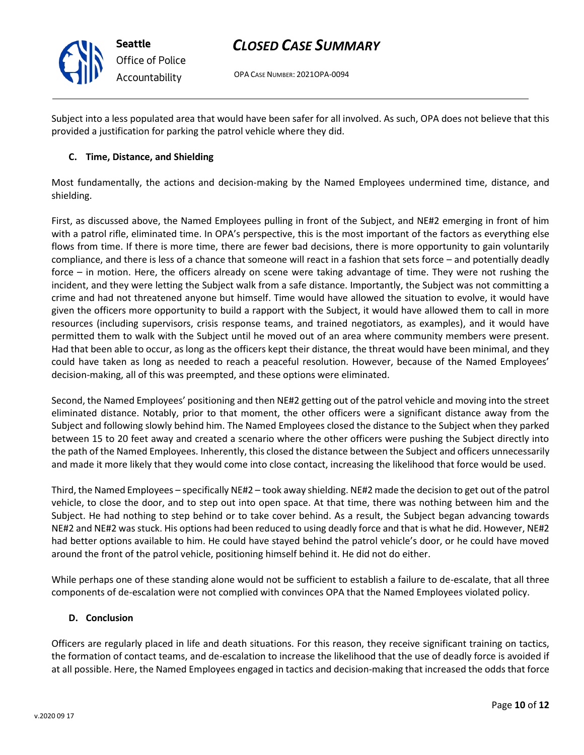Subject into a less populated area that would have been safer for all involved. As such, OPA does not believe that this provided a justification for parking the patrol vehicle where they did.

### C. Time, Distance, and Shielding

Most fundamentally, the actions and decision-making by the Named Employees undermined time, distance, and shielding.

First, as discussed above, the Named Employees pulling in front of the Subject, and NE#2 emerging in front of him with a patrol rifle, eliminated time. In OPA's perspective, this is the most important of the factors as everything else flows from time. If there is more time, there are fewer bad decisions, there is more opportunity to gain voluntarily compliance, and there is less of a chance that someone will react in a fashion that sets force – and potentially deadly force – in motion. Here, the officers already on scene were taking advantage of time. They were not rushing the incident, and they were letting the Subject walk from a safe distance. Importantly, the Subject was not committing a crime and had not threatened anyone but himself. Time would have allowed the situation to evolve, it would have given the officers more opportunity to build a rapport with the Subject, it would have allowed them to call in more resources (including supervisors, crisis response teams, and trained negotiators, as examples), and it would have permitted them to walk with the Subject until he moved out of an area where community members were present. Had that been able to occur, as long as the officers kept their distance, the threat would have been minimal, and they could have taken as long as needed to reach a peaceful resolution. However, because of the Named Employees' decision-making, all of this was preempted, and these options were eliminated.

Second, the Named Employees' positioning and then NE#2 getting out of the patrol vehicle and moving into the street eliminated distance. Notably, prior to that moment, the other officers were a significant distance away from the Subject and following slowly behind him. The Named Employees closed the distance to the Subject when they parked between 15 to 20 feet away and created a scenario where the other officers were pushing the Subject directly into the path of the Named Employees. Inherently, this closed the distance between the Subject and officers unnecessarily and made it more likely that they would come into close contact, increasing the likelihood that force would be used.

Third, the Named Employees – specifically NE#2 – took away shielding. NE#2 made the decision to get out of the patrol vehicle, to close the door, and to step out into open space. At that time, there was nothing between him and the Subject. He had nothing to step behind or to take cover behind. As a result, the Subject began advancing towards NE#2 and NE#2 was stuck. His options had been reduced to using deadly force and that is what he did. However, NE#2 had better options available to him. He could have stayed behind the patrol vehicle's door, or he could have moved around the front of the patrol vehicle, positioning himself behind it. He did not do either.

While perhaps one of these standing alone would not be sufficient to establish a failure to de-escalate, that all three components of de-escalation were not complied with convinces OPA that the Named Employees violated policy.

### D. Conclusion

Officers are regularly placed in life and death situations. For this reason, they receive significant training on tactics, the formation of contact teams, and de-escalation to increase the likelihood that the use of deadly force is avoided if at all possible. Here, the Named Employees engaged in tactics and decision-making that increased the odds that force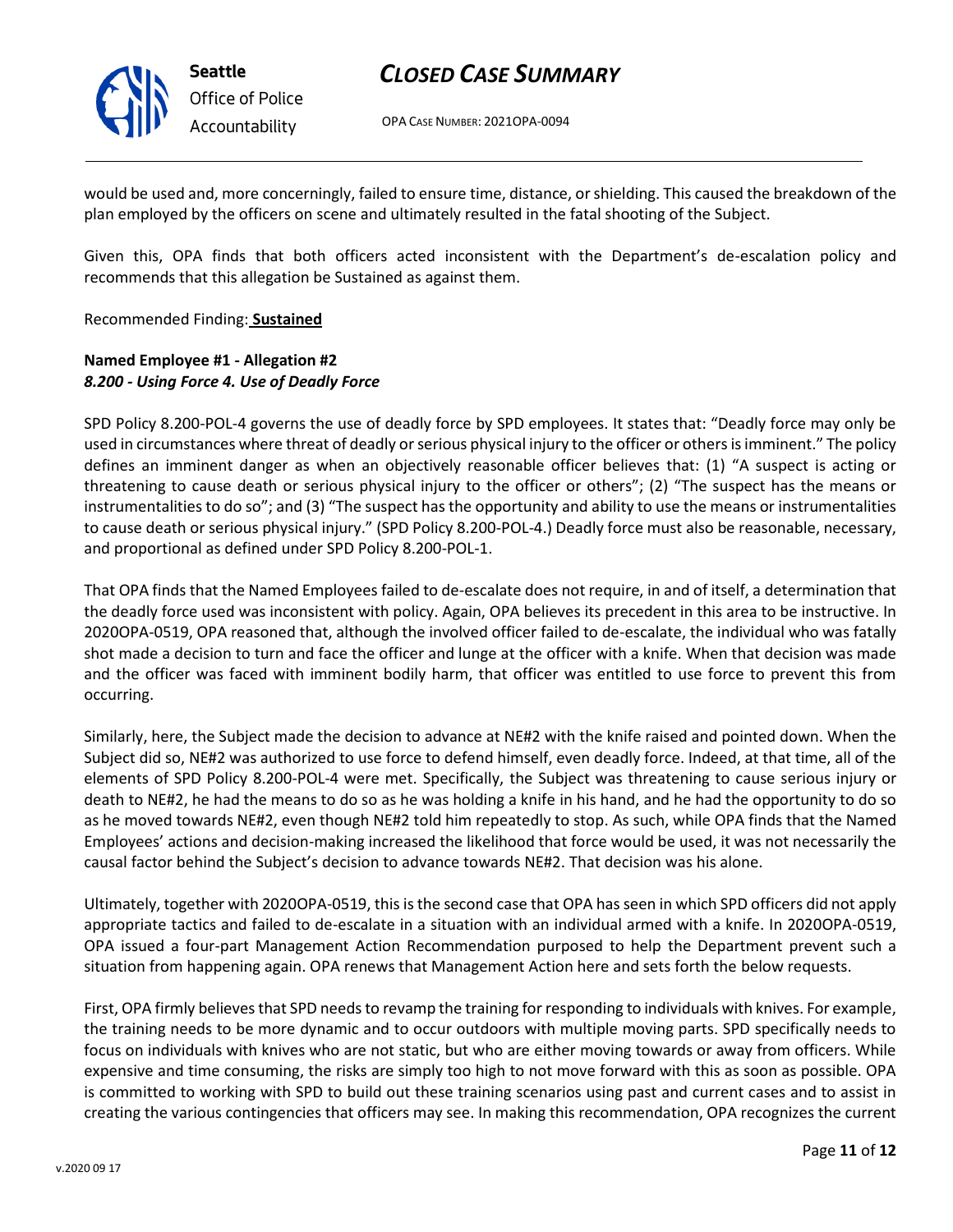would be used and, more concerningly, failed to ensure time, distance, or shielding. This caused the breakdown of the plan employed by the officers on scene and ultimately resulted in the fatal shooting of the Subject.

Given this, OPA finds that both officers acted inconsistent with the Department's de-escalation policy and recommends that this allegation be Sustained as against them.

Recommended Finding: **Sustained**

**Named Employee #1 - Allegation #2**
***8.200 - Using Force 4. Use of Deadly Force***

SPD Policy 8.200-POL-4 governs the use of deadly force by SPD employees. It states that: "Deadly force may only be used in circumstances where threat of deadly or serious physical injury to the officer or others is imminent." The policy defines an imminent danger as when an objectively reasonable officer believes that: (1) "A suspect is acting or threatening to cause death or serious physical injury to the officer or others"; (2) "The suspect has the means or instrumentalities to do so"; and (3) "The suspect has the opportunity and ability to use the means or instrumentalities to cause death or serious physical injury." (SPD Policy 8.200-POL-4.) Deadly force must also be reasonable, necessary, and proportional as defined under SPD Policy 8.200-POL-1.

That OPA finds that the Named Employees failed to de-escalate does not require, in and of itself, a determination that the deadly force used was inconsistent with policy. Again, OPA believes its precedent in this area to be instructive. In 2020OPA-0519, OPA reasoned that, although the involved officer failed to de-escalate, the individual who was fatally shot made a decision to turn and face the officer and lunge at the officer with a knife. When that decision was made and the officer was faced with imminent bodily harm, that officer was entitled to use force to prevent this from occurring.

Similarly, here, the Subject made the decision to advance at NE#2 with the knife raised and pointed down. When the Subject did so, NE#2 was authorized to use force to defend himself, even deadly force. Indeed, at that time, all of the elements of SPD Policy 8.200-POL-4 were met. Specifically, the Subject was threatening to cause serious injury or death to NE#2, he had the means to do so as he was holding a knife in his hand, and he had the opportunity to do so as he moved towards NE#2, even though NE#2 told him repeatedly to stop. As such, while OPA finds that the Named Employees' actions and decision-making increased the likelihood that force would be used, it was not necessarily the causal factor behind the Subject's decision to advance towards NE#2. That decision was his alone.

Ultimately, together with 2020OPA-0519, this is the second case that OPA has seen in which SPD officers did not apply appropriate tactics and failed to de-escalate in a situation with an individual armed with a knife. In 2020OPA-0519, OPA issued a four-part Management Action Recommendation purposed to help the Department prevent such a situation from happening again. OPA renews that Management Action here and sets forth the below requests.

First, OPA firmly believes that SPD needs to revamp the training for responding to individuals with knives. For example, the training needs to be more dynamic and to occur outdoors with multiple moving parts. SPD specifically needs to focus on individuals with knives who are not static, but who are either moving towards or away from officers. While expensive and time consuming, the risks are simply too high to not move forward with this as soon as possible. OPA is committed to working with SPD to build out these training scenarios using past and current cases and to assist in creating the various contingencies that officers may see. In making this recommendation, OPA recognizes the current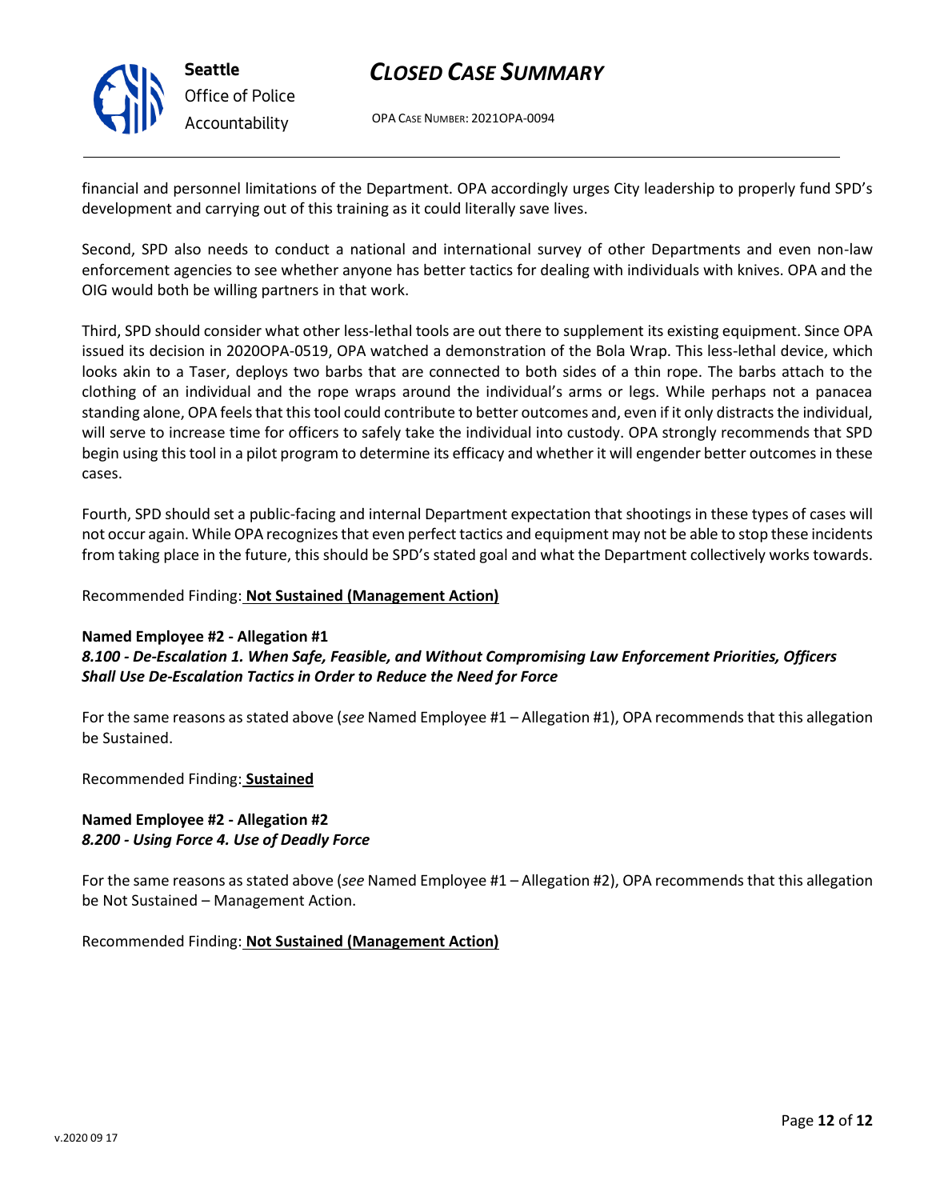financial and personnel limitations of the Department. OPA accordingly urges City leadership to properly fund SPD's development and carrying out of this training as it could literally save lives.

Second, SPD also needs to conduct a national and international survey of other Departments and even non-law enforcement agencies to see whether anyone has better tactics for dealing with individuals with knives. OPA and the OIG would both be willing partners in that work.

Third, SPD should consider what other less-lethal tools are out there to supplement its existing equipment. Since OPA issued its decision in 2020OPA-0519, OPA watched a demonstration of the Bola Wrap. This less-lethal device, which looks akin to a Taser, deploys two barbs that are connected to both sides of a thin rope. The barbs attach to the clothing of an individual and the rope wraps around the individual's arms or legs. While perhaps not a panacea standing alone, OPA feels that this tool could contribute to better outcomes and, even if it only distracts the individual, will serve to increase time for officers to safely take the individual into custody. OPA strongly recommends that SPD begin using this tool in a pilot program to determine its efficacy and whether it will engender better outcomes in these cases.

Fourth, SPD should set a public-facing and internal Department expectation that shootings in these types of cases will not occur again. While OPA recognizes that even perfect tactics and equipment may not be able to stop these incidents from taking place in the future, this should be SPD's stated goal and what the Department collectively works towards.

Recommended Finding: **Not Sustained (Management Action)**

**Named Employee #2 - Allegation #1**
***8.100 - De-Escalation 1. When Safe, Feasible, and Without Compromising Law Enforcement Priorities, Officers Shall Use De-Escalation Tactics in Order to Reduce the Need for Force***

For the same reasons as stated above (*see* Named Employee #1 – Allegation #1), OPA recommends that this allegation be Sustained.

Recommended Finding: **Sustained**

**Named Employee #2 - Allegation #2**
***8.200 - Using Force 4. Use of Deadly Force***

For the same reasons as stated above (*see* Named Employee #1 – Allegation #2), OPA recommends that this allegation be Not Sustained – Management Action.

Recommended Finding: **Not Sustained (Management Action)**